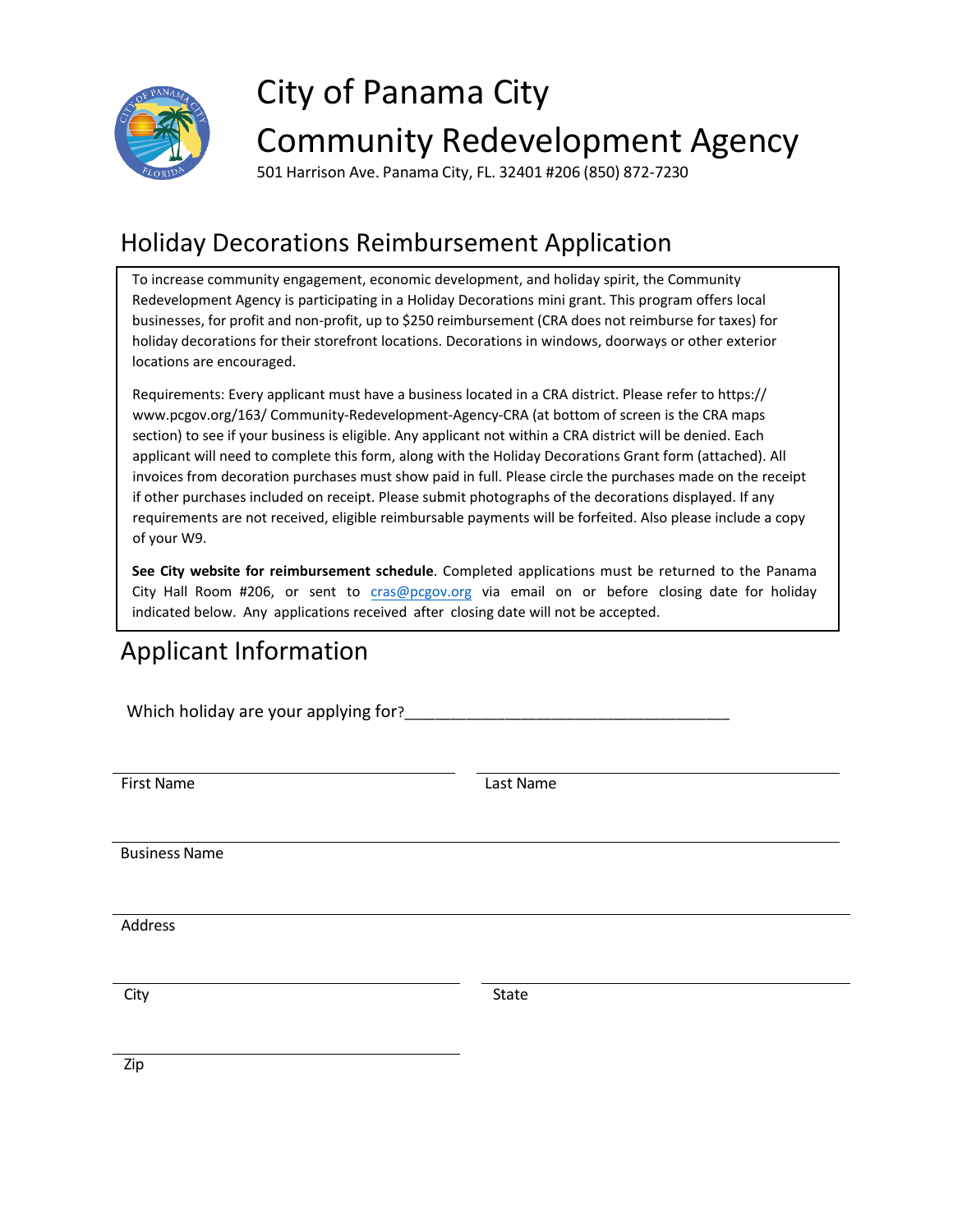# City of Panama City
# Community Redevelopment Agency

501 Harrison Ave. Panama City, FL. 32401 #206 (850) 872-7230

## Holiday Decorations Reimbursement Application

To increase community engagement, economic development, and holiday spirit, the Community Redevelopment Agency is participating in a Holiday Decorations mini grant. This program offers local businesses, for profit and non-profit, up to $250 reimbursement (CRA does not reimburse for taxes) for holiday decorations for their storefront locations. Decorations in windows, doorways or other exterior locations are encouraged.

Requirements: Every applicant must have a business located in a CRA district. Please refer to https://www.pcgov.org/163/ Community-Redevelopment-Agency-CRA (at bottom of screen is the CRA maps section) to see if your business is eligible. Any applicant not within a CRA district will be denied. Each applicant will need to complete this form, along with the Holiday Decorations Grant form (attached). All invoices from decoration purchases must show paid in full. Please circle the purchases made on the receipt if other purchases included on receipt. Please submit photographs of the decorations displayed. If any requirements are not received, eligible reimbursable payments will be forfeited. Also please include a copy of your W9.

**See City website for reimbursement schedule**. Completed applications must be returned to the Panama City Hall Room #206, or sent to cras@pcgov.org via email on or before closing date for holiday indicated below. Any applications received after closing date will not be accepted.

## Applicant Information

Which holiday are your applying for?___________________________________

First Name ____________________ Last Name ____________________

Business Name ________________________________________

Address ________________________________________

City ____________________ State ____________________

Zip ____________________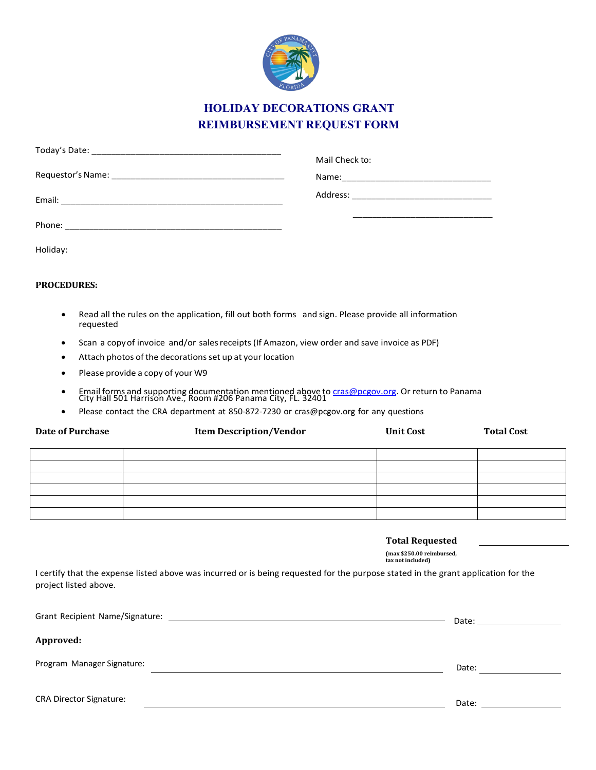# HOLIDAY DECORATIONS GRANT
# REIMBURSEMENT REQUEST FORM

Today's Date: ________________________________________

Requestor's Name: ____________________________________

Email: _______________________________________________

Phone: _______________________________________________

Holiday:

Mail Check to:

Name: ________________________________

Address: ______________________________

______________________________

**PROCEDURES:**

- Read all the rules on the application, fill out both forms and sign. Please provide all information requested
- Scan a copy of invoice and/or sales receipts (If Amazon, view order and save invoice as PDF)
- Attach photos of the decorations set up at your location
- Please provide a copy of your W9
- Email forms and supporting documentation mentioned above to cras@pcgov.org. Or return to Panama City Hall 501 Harrison Ave., Room #206 Panama City, FL. 32401
- Please contact the CRA department at 850-872-7230 or cras@pcgov.org for any questions

| Date of Purchase | Item Description/Vendor | Unit Cost | Total Cost |
|---|---|---|---|
| | | | |
| | | | |
| | | | |
| | | | |
| | | | |
| | | | |

**Total Requested** ________________

**(max $250.00 reimbursed, tax not included)**

I certify that the expense listed above was incurred or is being requested for the purpose stated in the grant application for the project listed above.

Grant Recipient Name/Signature: ________________________________ Date: ____________

**Approved:**

Program Manager Signature: ________________________________ Date: ____________

CRA Director Signature: ________________________________ Date: ____________